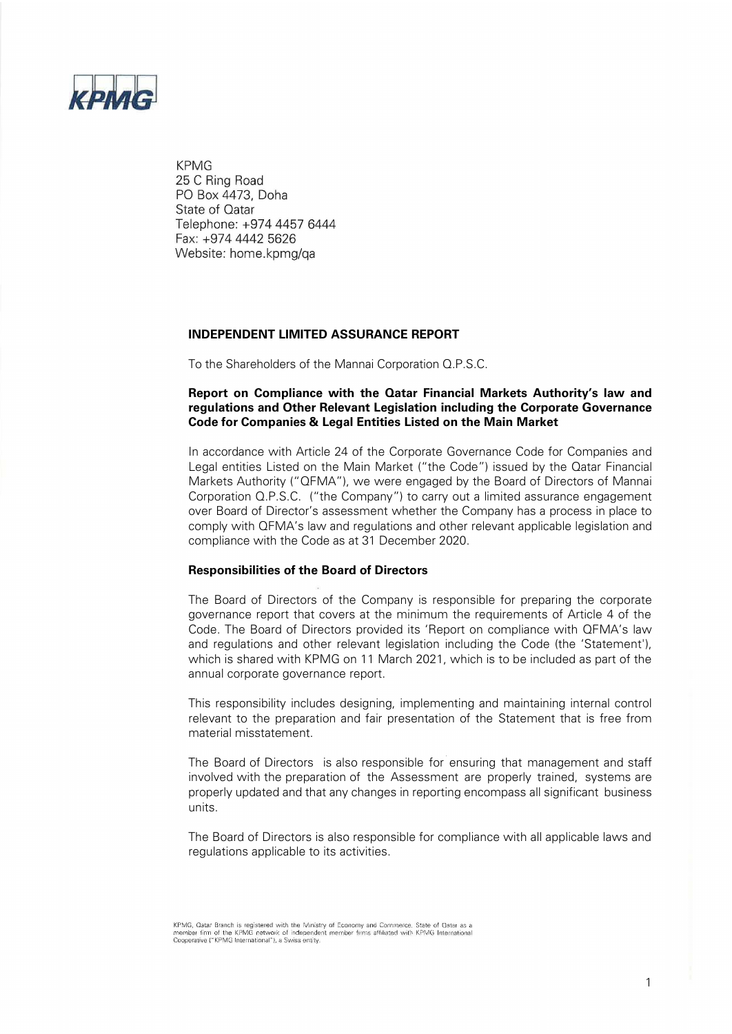KPMG
25 C Ring Road
PO Box 4473, Doha
State of Qatar
Telephone: +974 4457 6444
Fax: +974 4442 5626
Website: home.kpmg/qa

## INDEPENDENT LIMITED ASSURANCE REPORT

To the Shareholders of the Mannai Corporation Q.P.S.C.

### Report on Compliance with the Qatar Financial Markets Authority's law and regulations and Other Relevant Legislation including the Corporate Governance Code for Companies & Legal Entities Listed on the Main Market

In accordance with Article 24 of the Corporate Governance Code for Companies and Legal entities Listed on the Main Market ("the Code") issued by the Qatar Financial Markets Authority ("QFMA"), we were engaged by the Board of Directors of Mannai Corporation Q.P.S.C. ("the Company") to carry out a limited assurance engagement over Board of Director's assessment whether the Company has a process in place to comply with QFMA's law and regulations and other relevant applicable legislation and compliance with the Code as at 31 December 2020.

### Responsibilities of the Board of Directors

The Board of Directors of the Company is responsible for preparing the corporate governance report that covers at the minimum the requirements of Article 4 of the Code. The Board of Directors provided its 'Report on compliance with QFMA's law and regulations and other relevant legislation including the Code (the 'Statement'), which is shared with KPMG on 11 March 2021, which is to be included as part of the annual corporate governance report.

This responsibility includes designing, implementing and maintaining internal control relevant to the preparation and fair presentation of the Statement that is free from material misstatement.

The Board of Directors is also responsible for ensuring that management and staff involved with the preparation of the Assessment are properly trained, systems are properly updated and that any changes in reporting encompass all significant business units.

The Board of Directors is also responsible for compliance with all applicable laws and regulations applicable to its activities.

KPMG, Qatar Branch is registered with the Ministry of Economy and Commerce, State of Qatar as a member firm of the KPMG network of independent member firms affiliated with KPMG International Cooperative ("KPMG International"), a Swiss entity.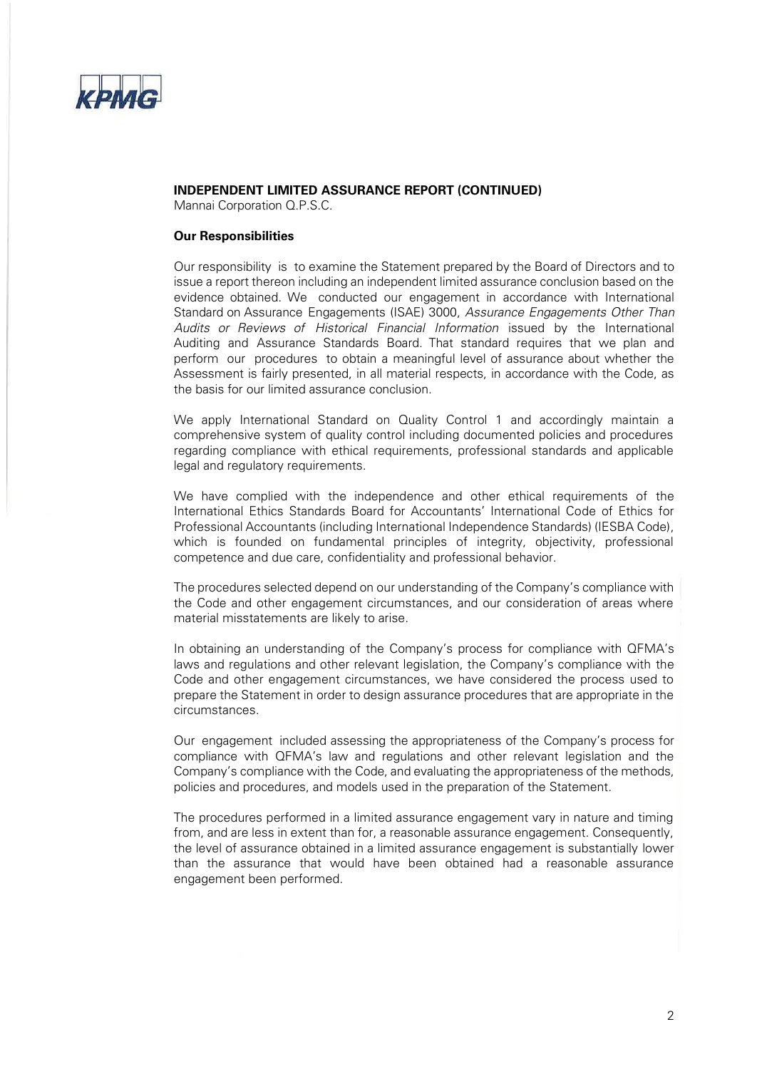**INDEPENDENT LIMITED ASSURANCE REPORT (CONTINUED)**
Mannai Corporation Q.P.S.C.

**Our Responsibilities**

Our responsibility is to examine the Statement prepared by the Board of Directors and to issue a report thereon including an independent limited assurance conclusion based on the evidence obtained. We conducted our engagement in accordance with International Standard on Assurance Engagements (ISAE) 3000, *Assurance Engagements Other Than Audits or Reviews of Historical Financial Information* issued by the International Auditing and Assurance Standards Board. That standard requires that we plan and perform our procedures to obtain a meaningful level of assurance about whether the Assessment is fairly presented, in all material respects, in accordance with the Code, as the basis for our limited assurance conclusion.

We apply International Standard on Quality Control 1 and accordingly maintain a comprehensive system of quality control including documented policies and procedures regarding compliance with ethical requirements, professional standards and applicable legal and regulatory requirements.

We have complied with the independence and other ethical requirements of the International Ethics Standards Board for Accountants' International Code of Ethics for Professional Accountants (including International Independence Standards) (IESBA Code), which is founded on fundamental principles of integrity, objectivity, professional competence and due care, confidentiality and professional behavior.

The procedures selected depend on our understanding of the Company's compliance with the Code and other engagement circumstances, and our consideration of areas where material misstatements are likely to arise.

In obtaining an understanding of the Company's process for compliance with QFMA's laws and regulations and other relevant legislation, the Company's compliance with the Code and other engagement circumstances, we have considered the process used to prepare the Statement in order to design assurance procedures that are appropriate in the circumstances.

Our engagement included assessing the appropriateness of the Company's process for compliance with QFMA's law and regulations and other relevant legislation and the Company's compliance with the Code, and evaluating the appropriateness of the methods, policies and procedures, and models used in the preparation of the Statement.

The procedures performed in a limited assurance engagement vary in nature and timing from, and are less in extent than for, a reasonable assurance engagement. Consequently, the level of assurance obtained in a limited assurance engagement is substantially lower than the assurance that would have been obtained had a reasonable assurance engagement been performed.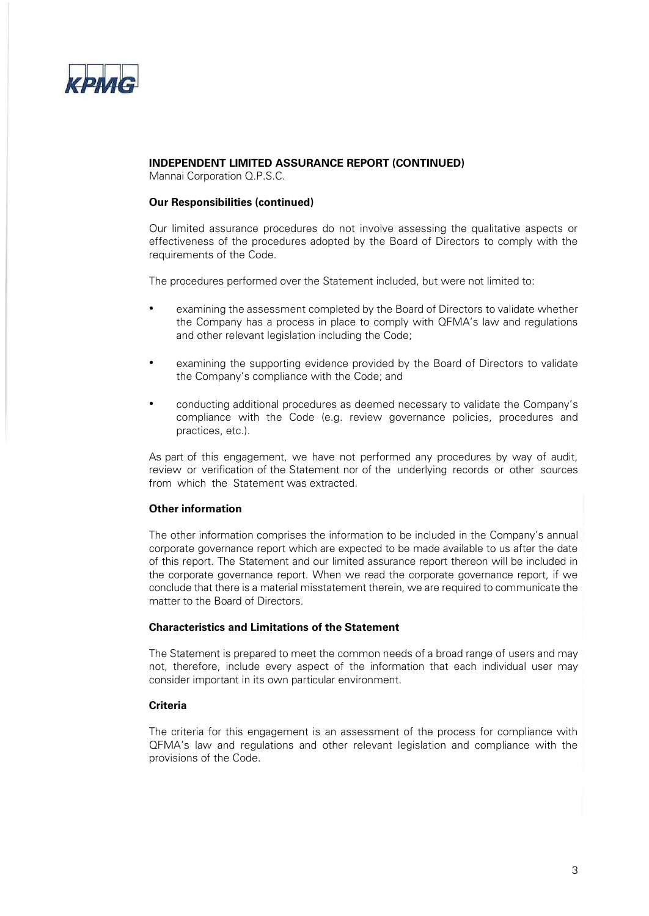**INDEPENDENT LIMITED ASSURANCE REPORT (CONTINUED)**
Mannai Corporation Q.P.S.C.

**Our Responsibilities (continued)**

Our limited assurance procedures do not involve assessing the qualitative aspects or effectiveness of the procedures adopted by the Board of Directors to comply with the requirements of the Code.

The procedures performed over the Statement included, but were not limited to:

- examining the assessment completed by the Board of Directors to validate whether the Company has a process in place to comply with QFMA's law and regulations and other relevant legislation including the Code;
- examining the supporting evidence provided by the Board of Directors to validate the Company's compliance with the Code; and
- conducting additional procedures as deemed necessary to validate the Company's compliance with the Code (e.g. review governance policies, procedures and practices, etc.).

As part of this engagement, we have not performed any procedures by way of audit, review or verification of the Statement nor of the underlying records or other sources from which the Statement was extracted.

**Other information**

The other information comprises the information to be included in the Company's annual corporate governance report which are expected to be made available to us after the date of this report. The Statement and our limited assurance report thereon will be included in the corporate governance report. When we read the corporate governance report, if we conclude that there is a material misstatement therein, we are required to communicate the matter to the Board of Directors.

**Characteristics and Limitations of the Statement**

The Statement is prepared to meet the common needs of a broad range of users and may not, therefore, include every aspect of the information that each individual user may consider important in its own particular environment.

**Criteria**

The criteria for this engagement is an assessment of the process for compliance with QFMA's law and regulations and other relevant legislation and compliance with the provisions of the Code.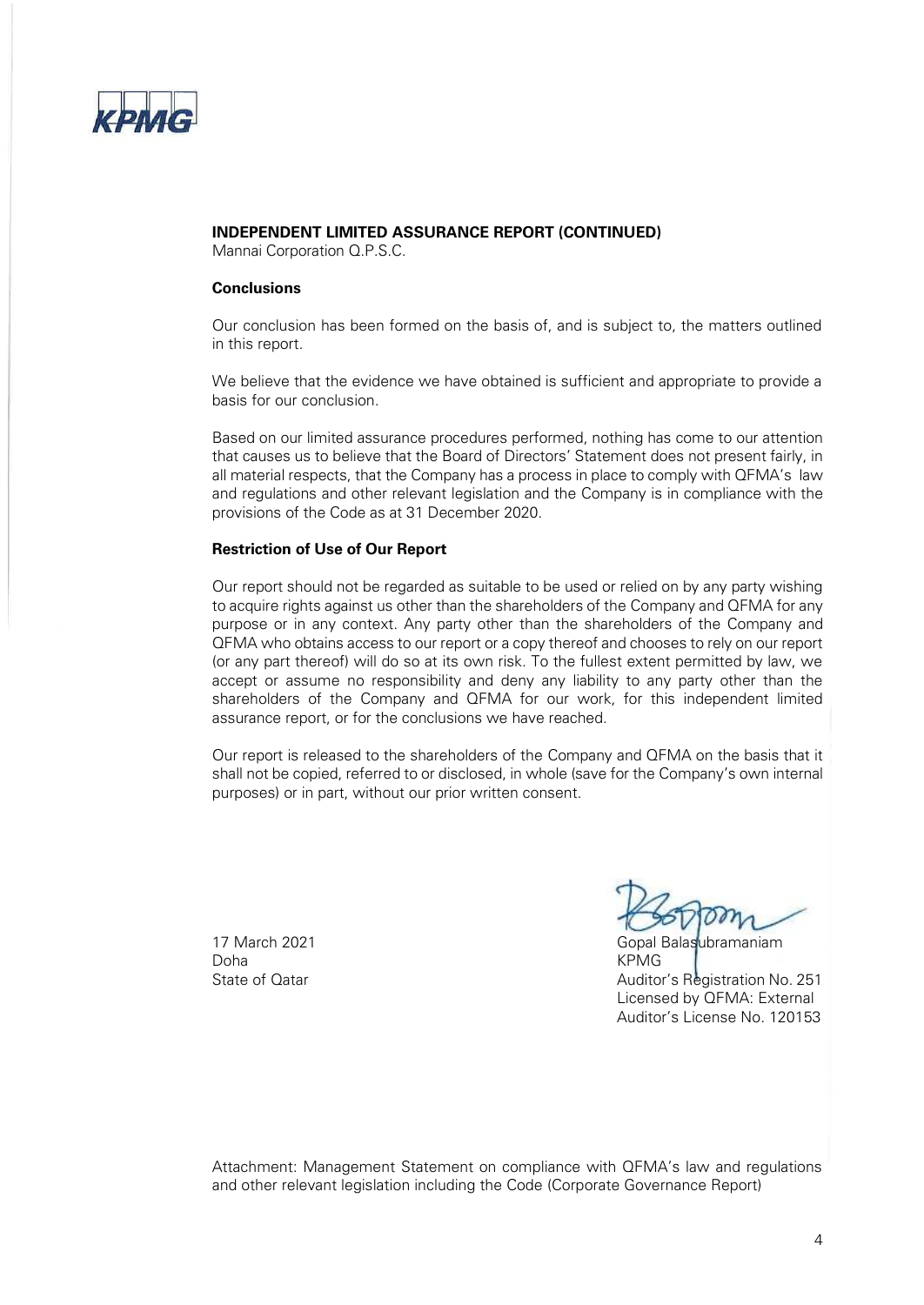**INDEPENDENT LIMITED ASSURANCE REPORT (CONTINUED)**
Mannai Corporation Q.P.S.C.

**Conclusions**

Our conclusion has been formed on the basis of, and is subject to, the matters outlined in this report.

We believe that the evidence we have obtained is sufficient and appropriate to provide a basis for our conclusion.

Based on our limited assurance procedures performed, nothing has come to our attention that causes us to believe that the Board of Directors' Statement does not present fairly, in all material respects, that the Company has a process in place to comply with QFMA's law and regulations and other relevant legislation and the Company is in compliance with the provisions of the Code as at 31 December 2020.

**Restriction of Use of Our Report**

Our report should not be regarded as suitable to be used or relied on by any party wishing to acquire rights against us other than the shareholders of the Company and QFMA for any purpose or in any context. Any party other than the shareholders of the Company and QFMA who obtains access to our report or a copy thereof and chooses to rely on our report (or any part thereof) will do so at its own risk. To the fullest extent permitted by law, we accept or assume no responsibility and deny any liability to any party other than the shareholders of the Company and QFMA for our work, for this independent limited assurance report, or for the conclusions we have reached.

Our report is released to the shareholders of the Company and QFMA on the basis that it shall not be copied, referred to or disclosed, in whole (save for the Company's own internal purposes) or in part, without our prior written consent.

17 March 2021
Doha
State of Qatar

Gopal Balasubramaniam
KPMG
Auditor's Registration No. 251
Licensed by QFMA: External Auditor's License No. 120153

Attachment: Management Statement on compliance with QFMA's law and regulations and other relevant legislation including the Code (Corporate Governance Report)